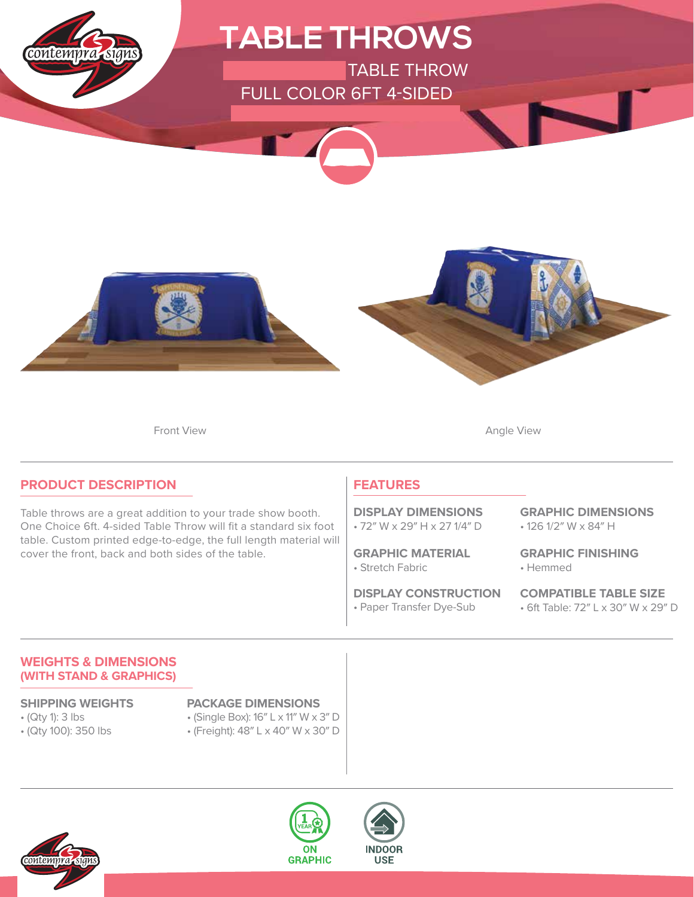# TABLE THROWS

TABLE THROW

FULL COLOR 6FT 4-SIDED

Front View

Angle View

## PRODUCT DESCRIPTION

Table throws are a great addition to your trade show booth. One Choice 6ft. 4-sided Table Throw will fit a standard six foot table. Custom printed edge-to-edge, the full length material will cover the front, back and both sides of the table.

## FEATURES

### DISPLAY DIMENSIONS
- 72″ W x 29″ H x 27 1/4″ D

### GRAPHIC DIMENSIONS
- 126 1/2″ W x 84″ H

### GRAPHIC MATERIAL
- Stretch Fabric

### GRAPHIC FINISHING
- Hemmed

### DISPLAY CONSTRUCTION
- Paper Transfer Dye-Sub

### COMPATIBLE TABLE SIZE
- 6ft Table: 72″ L x 30″ W x 29″ D

## WEIGHTS & DIMENSIONS (WITH STAND & GRAPHICS)

### SHIPPING WEIGHTS
- (Qty 1): 3 lbs
- (Qty 100): 350 lbs

### PACKAGE DIMENSIONS
- (Single Box): 16″ L x 11″ W x 3″ D
- (Freight): 48″ L x 40″ W x 30″ D

1 YEAR ON GRAPHIC

INDOOR USE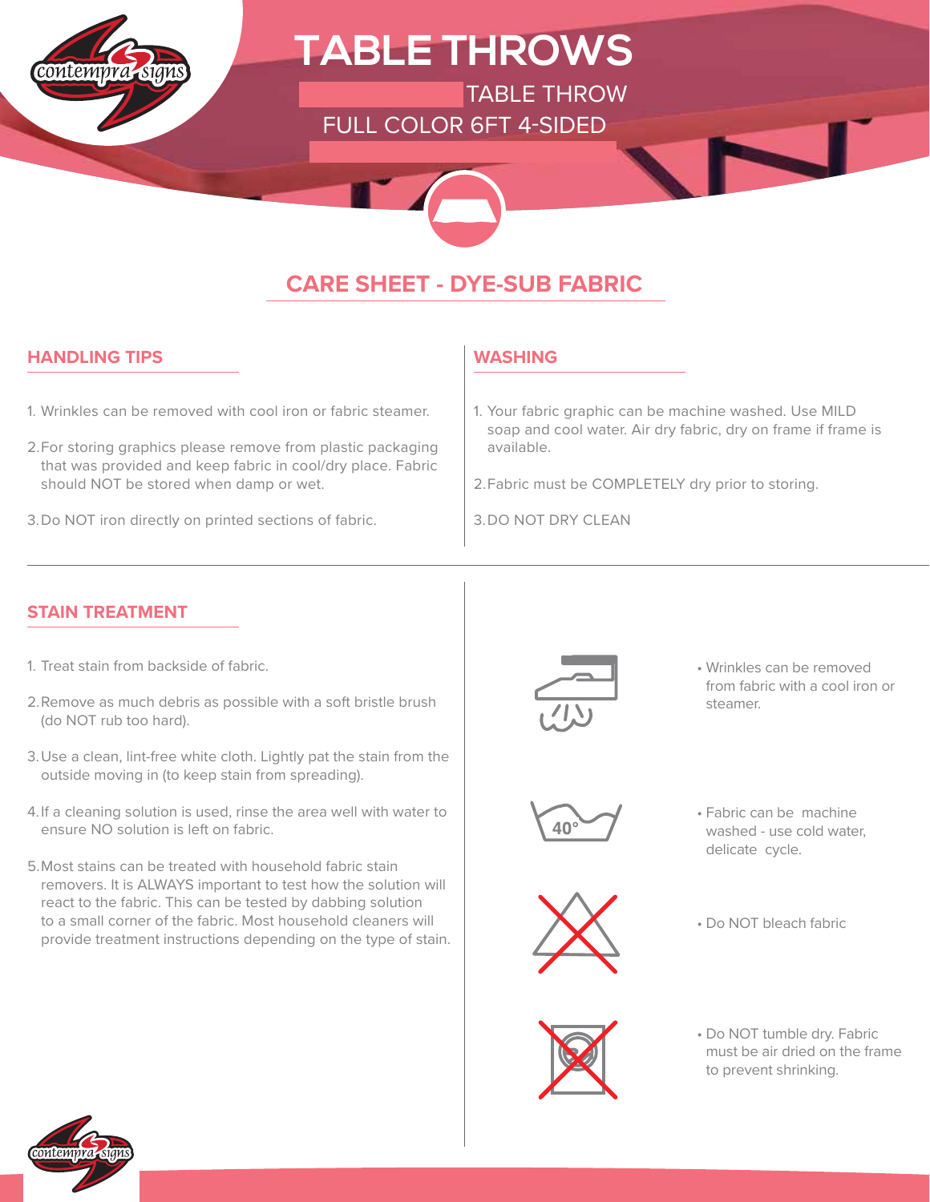# TABLE THROWS

TABLE THROW

FULL COLOR 6FT 4-SIDED

## CARE SHEET - DYE-SUB FABRIC

### HANDLING TIPS

1. Wrinkles can be removed with cool iron or fabric steamer.
2. For storing graphics please remove from plastic packaging that was provided and keep fabric in cool/dry place. Fabric should NOT be stored when damp or wet.
3. Do NOT iron directly on printed sections of fabric.

### WASHING

1. Your fabric graphic can be machine washed. Use MILD soap and cool water. Air dry fabric, dry on frame if frame is available.
2. Fabric must be COMPLETELY dry prior to storing.
3. DO NOT DRY CLEAN

### STAIN TREATMENT

1. Treat stain from backside of fabric.
2. Remove as much debris as possible with a soft bristle brush (do NOT rub too hard).
3. Use a clean, lint-free white cloth. Lightly pat the stain from the outside moving in (to keep stain from spreading).
4. If a cleaning solution is used, rinse the area well with water to ensure NO solution is left on fabric.
5. Most stains can be treated with household fabric stain removers. It is ALWAYS important to test how the solution will react to the fabric. This can be tested by dabbing solution to a small corner of the fabric. Most household cleaners will provide treatment instructions depending on the type of stain.

- Wrinkles can be removed from fabric with a cool iron or steamer.

40°

- Fabric can be machine washed - use cold water, delicate cycle.

- Do NOT bleach fabric

- Do NOT tumble dry. Fabric must be air dried on the frame to prevent shrinking.